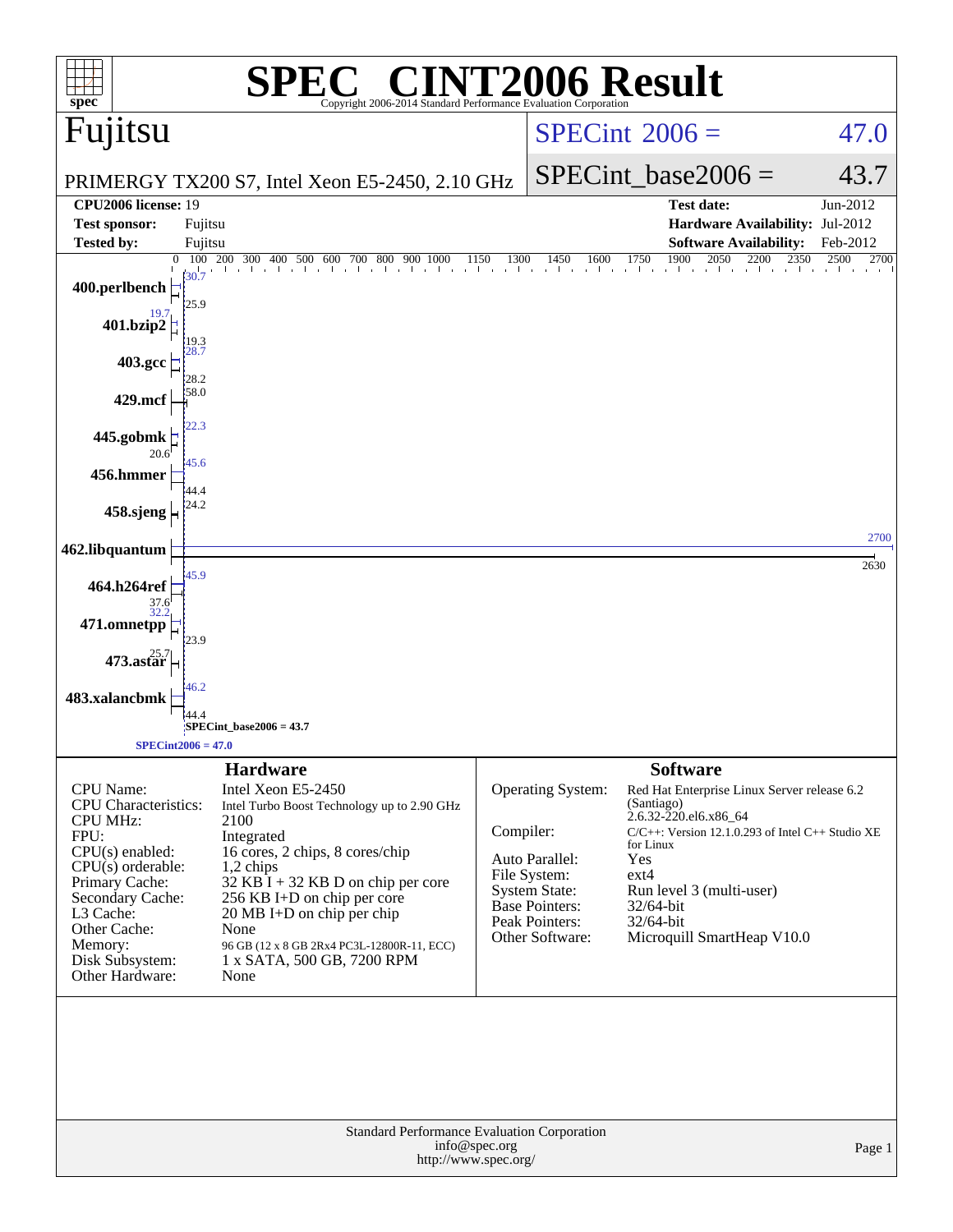# SPEC® CINT2006 Result

Copyright 2006-2014 Standard Performance Evaluation Corporation

## Fujitsu

PRIMERGY TX200 S7, Intel Xeon E5-2450, 2.10 GHz

SPECint_2006 = 47.0

SPECint_base2006 = 43.7

| | | | |
|---|---|---|---|
| **CPU2006 license:** | 19 | **Test date:** | Jun-2012 |
| **Test sponsor:** | Fujitsu | **Hardware Availability:** | Jul-2012 |
| **Tested by:** | Fujitsu | **Software Availability:** | Feb-2012 |

| Benchmark | Peak | Base |
|---|---|---|
| 400.perlbench | 30.7 | 25.9 |
| 401.bzip2 | 19.7 | 19.3 |
| 403.gcc | 28.7 | 28.2 |
| 429.mcf | 58.0 | |
| 445.gobmk | 22.3 | 20.6 |
| 456.hmmer | 45.6 | 44.4 |
| 458.sjeng | 24.2 | |
| 462.libquantum | 2700 | 2630 |
| 464.h264ref | 45.9 | 37.6 |
| 471.omnetpp | 32.2 | 23.9 |
| 473.astar | 25.7 | |
| 483.xalancbmk | 46.2 | 44.4 |

SPECint_base2006 = 43.7

SPECint2006 = 47.0

### Hardware

| | |
|---|---|
| CPU Name: | Intel Xeon E5-2450 |
| CPU Characteristics: | Intel Turbo Boost Technology up to 2.90 GHz |
| CPU MHz: | 2100 |
| FPU: | Integrated |
| CPU(s) enabled: | 16 cores, 2 chips, 8 cores/chip |
| CPU(s) orderable: | 1,2 chips |
| Primary Cache: | 32 KB I + 32 KB D on chip per core |
| Secondary Cache: | 256 KB I+D on chip per core |
| L3 Cache: | 20 MB I+D on chip per chip |
| Other Cache: | None |
| Memory: | 96 GB (12 x 8 GB 2Rx4 PC3L-12800R-11, ECC) |
| Disk Subsystem: | 1 x SATA, 500 GB, 7200 RPM |
| Other Hardware: | None |

### Software

| | |
|---|---|
| Operating System: | Red Hat Enterprise Linux Server release 6.2 (Santiago) 2.6.32-220.el6.x86_64 |
| Compiler: | C/C++: Version 12.1.0.293 of Intel C++ Studio XE for Linux |
| Auto Parallel: | Yes |
| File System: | ext4 |
| System State: | Run level 3 (multi-user) |
| Base Pointers: | 32/64-bit |
| Peak Pointers: | 32/64-bit |
| Other Software: | Microquill SmartHeap V10.0 |

Standard Performance Evaluation Corporation
info@spec.org
http://www.spec.org/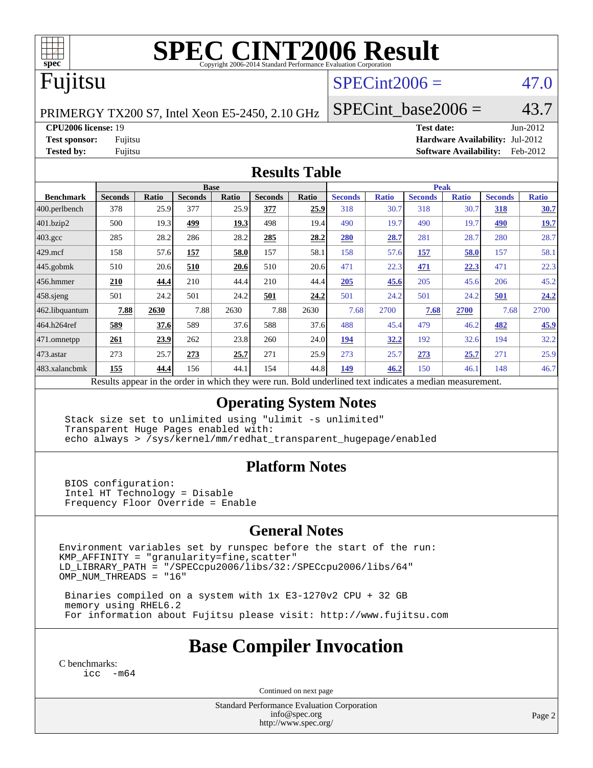# SPEC CINT2006 Result

Copyright 2006-2014 Standard Performance Evaluation Corporation

# Fujitsu

PRIMERGY TX200 S7, Intel Xeon E5-2450, 2.10 GHz

SPECint2006 = 47.0

SPECint_base2006 = 43.7

**CPU2006 license:** 19
**Test sponsor:** Fujitsu
**Tested by:** Fujitsu

**Test date:** Jun-2012
**Hardware Availability:** Jul-2012
**Software Availability:** Feb-2012

## Results Table

| Benchmark | Base | | | | | | Peak | | | | | |
|---|---|---|---|---|---|---|---|---|---|---|---|---|
| | Seconds | Ratio | Seconds | Ratio | Seconds | Ratio | Seconds | Ratio | Seconds | Ratio | Seconds | Ratio |
| 400.perlbench | 378 | 25.9 | 377 | 25.9 | **377** | **25.9** | 318 | 30.7 | 318 | 30.7 | **318** | **30.7** |
| 401.bzip2 | 500 | 19.3 | **499** | **19.3** | 498 | 19.4 | 490 | 19.7 | 490 | 19.7 | **490** | **19.7** |
| 403.gcc | 285 | 28.2 | 286 | 28.2 | **285** | **28.2** | **280** | **28.7** | 281 | 28.7 | 280 | 28.7 |
| 429.mcf | 158 | 57.6 | **157** | **58.0** | 157 | 58.1 | 158 | 57.6 | **157** | **58.0** | 157 | 58.1 |
| 445.gobmk | 510 | 20.6 | **510** | **20.6** | 510 | 20.6 | 471 | 22.3 | **471** | **22.3** | 471 | 22.3 |
| 456.hmmer | **210** | **44.4** | 210 | 44.4 | 210 | 44.4 | **205** | **45.6** | 205 | 45.6 | 206 | 45.2 |
| 458.sjeng | 501 | 24.2 | 501 | 24.2 | **501** | **24.2** | 501 | 24.2 | 501 | 24.2 | **501** | **24.2** |
| 462.libquantum | **7.88** | **2630** | 7.88 | 2630 | 7.88 | 2630 | 7.68 | 2700 | **7.68** | **2700** | 7.68 | 2700 |
| 464.h264ref | **589** | **37.6** | 589 | 37.6 | 588 | 37.6 | 488 | 45.4 | 479 | 46.2 | **482** | **45.9** |
| 471.omnetpp | **261** | **23.9** | 262 | 23.8 | 260 | 24.0 | **194** | **32.2** | 192 | 32.6 | 194 | 32.2 |
| 473.astar | 273 | 25.7 | **273** | **25.7** | 271 | 25.9 | 273 | 25.7 | **273** | **25.7** | 271 | 25.9 |
| 483.xalancbmk | **155** | **44.4** | 156 | 44.1 | 154 | 44.8 | **149** | **46.2** | 150 | 46.1 | 148 | 46.7 |

Results appear in the order in which they were run. Bold underlined text indicates a median measurement.

## Operating System Notes

```
Stack size set to unlimited using "ulimit -s unlimited"
Transparent Huge Pages enabled with:
echo always > /sys/kernel/mm/redhat_transparent_hugepage/enabled
```

## Platform Notes

```
BIOS configuration:
Intel HT Technology = Disable
Frequency Floor Override = Enable
```

## General Notes

```
Environment variables set by runspec before the start of the run:
KMP_AFFINITY = "granularity=fine,scatter"
LD_LIBRARY_PATH = "/SPECcpu2006/libs/32:/SPECcpu2006/libs/64"
OMP_NUM_THREADS = "16"

Binaries compiled on a system with 1x E3-1270v2 CPU + 32 GB
memory using RHEL6.2
For information about Fujitsu please visit: http://www.fujitsu.com
```

## Base Compiler Invocation

C benchmarks:
```
icc -m64
```

Continued on next page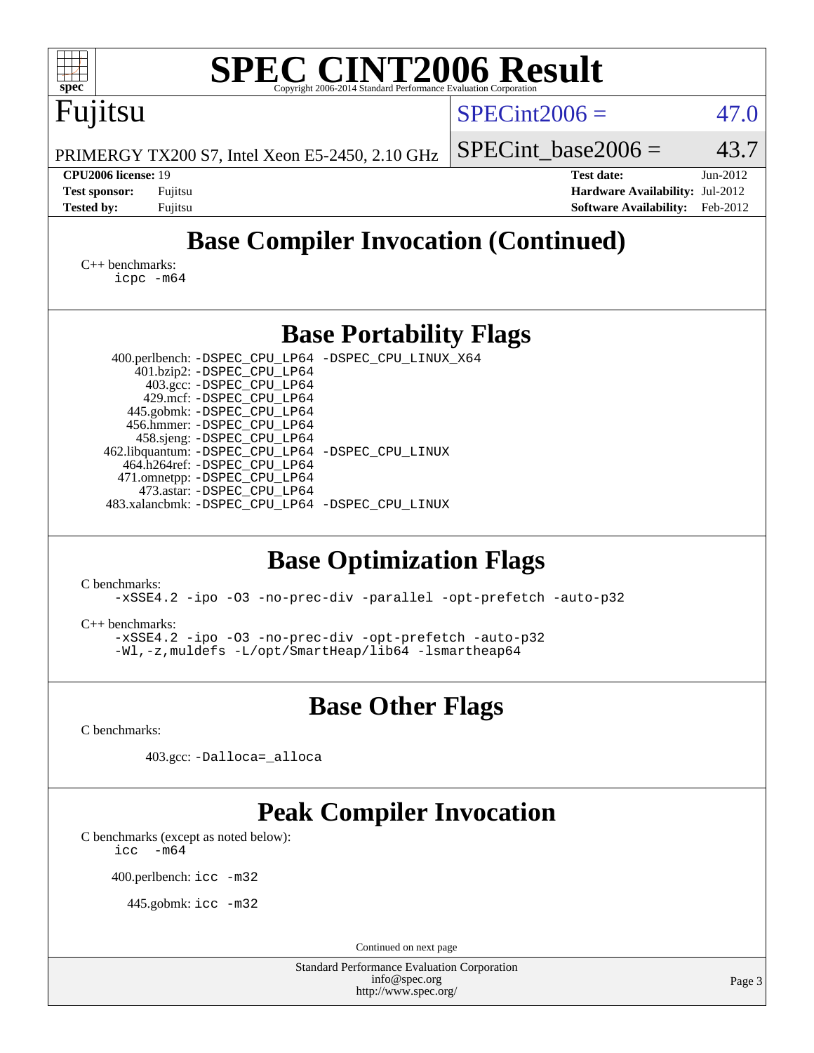## Base Compiler Invocation (Continued)

C++ benchmarks:
```
icpc -m64
```

## Base Portability Flags

| Benchmark | Flags |
|---|---|
| 400.perlbench: | -DSPEC_CPU_LP64 -DSPEC_CPU_LINUX_X64 |
| 401.bzip2: | -DSPEC_CPU_LP64 |
| 403.gcc: | -DSPEC_CPU_LP64 |
| 429.mcf: | -DSPEC_CPU_LP64 |
| 445.gobmk: | -DSPEC_CPU_LP64 |
| 456.hmmer: | -DSPEC_CPU_LP64 |
| 458.sjeng: | -DSPEC_CPU_LP64 |
| 462.libquantum: | -DSPEC_CPU_LP64 -DSPEC_CPU_LINUX |
| 464.h264ref: | -DSPEC_CPU_LP64 |
| 471.omnetpp: | -DSPEC_CPU_LP64 |
| 473.astar: | -DSPEC_CPU_LP64 |
| 483.xalancbmk: | -DSPEC_CPU_LP64 -DSPEC_CPU_LINUX |

## Base Optimization Flags

C benchmarks:
```
-xSSE4.2 -ipo -O3 -no-prec-div -parallel -opt-prefetch -auto-p32
```

C++ benchmarks:
```
-xSSE4.2 -ipo -O3 -no-prec-div -opt-prefetch -auto-p32
-Wl,-z,muldefs -L/opt/SmartHeap/lib64 -lsmartheap64
```

## Base Other Flags

C benchmarks:

403.gcc: `-Dalloca=_alloca`

## Peak Compiler Invocation

C benchmarks (except as noted below):
```
icc  -m64
```

400.perlbench: `icc -m32`

445.gobmk: `icc -m32`

Continued on next page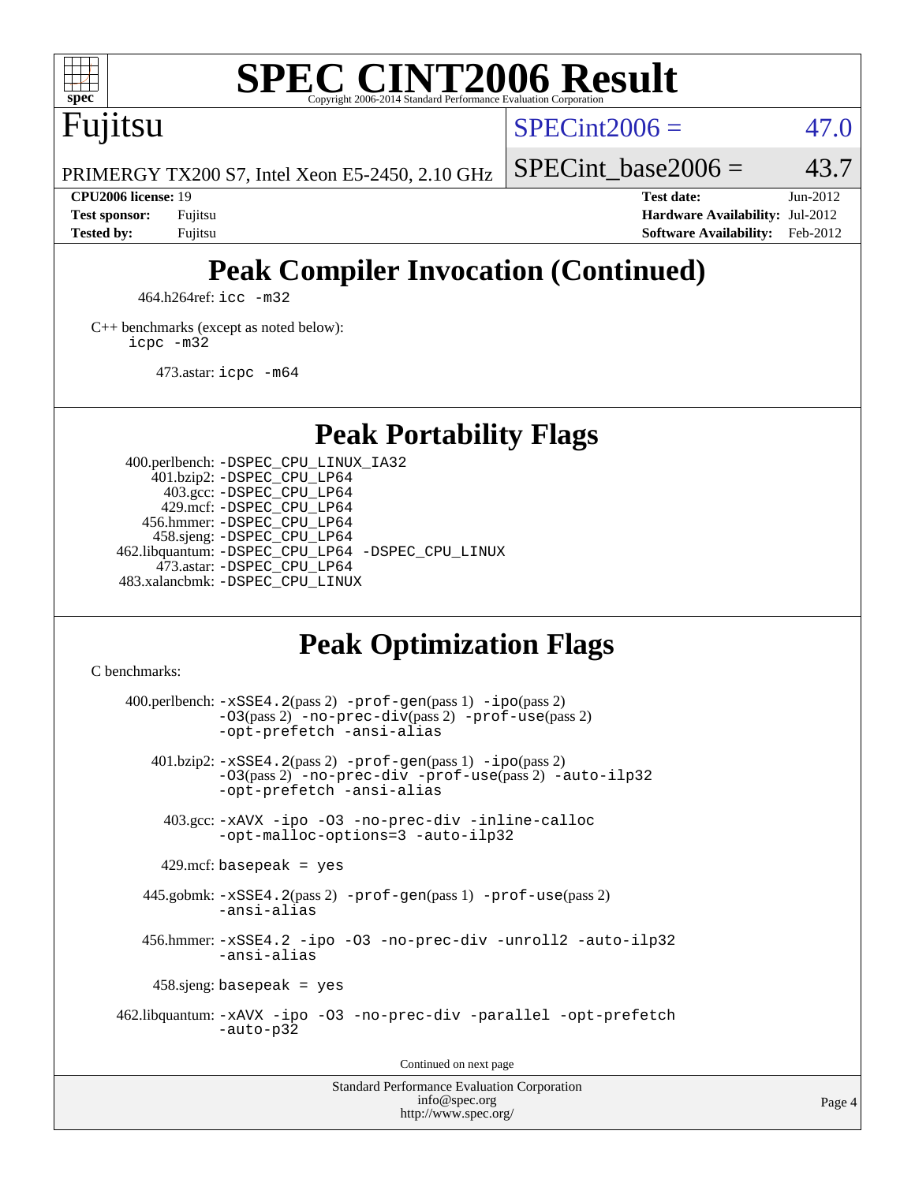# SPEC CINT2006 Result

Fujitsu

PRIMERGY TX200 S7, Intel Xeon E5-2450, 2.10 GHz

SPECint2006 = 47.0

SPECint_base2006 = 43.7

**CPU2006 license:** 19
**Test sponsor:** Fujitsu
**Tested by:** Fujitsu

**Test date:** Jun-2012
**Hardware Availability:** Jul-2012
**Software Availability:** Feb-2012

## Peak Compiler Invocation (Continued)

464.h264ref: icc -m32

C++ benchmarks (except as noted below):
icpc -m32

473.astar: icpc -m64

## Peak Portability Flags

400.perlbench: -DSPEC_CPU_LINUX_IA32
401.bzip2: -DSPEC_CPU_LP64
403.gcc: -DSPEC_CPU_LP64
429.mcf: -DSPEC_CPU_LP64
456.hmmer: -DSPEC_CPU_LP64
458.sjeng: -DSPEC_CPU_LP64
462.libquantum: -DSPEC_CPU_LP64 -DSPEC_CPU_LINUX
473.astar: -DSPEC_CPU_LP64
483.xalancbmk: -DSPEC_CPU_LINUX

## Peak Optimization Flags

C benchmarks:

400.perlbench: -xSSE4.2(pass 2) -prof-gen(pass 1) -ipo(pass 2) -O3(pass 2) -no-prec-div(pass 2) -prof-use(pass 2) -opt-prefetch -ansi-alias

401.bzip2: -xSSE4.2(pass 2) -prof-gen(pass 1) -ipo(pass 2) -O3(pass 2) -no-prec-div -prof-use(pass 2) -auto-ilp32 -opt-prefetch -ansi-alias

403.gcc: -xAVX -ipo -O3 -no-prec-div -inline-calloc -opt-malloc-options=3 -auto-ilp32

429.mcf: basepeak = yes

445.gobmk: -xSSE4.2(pass 2) -prof-gen(pass 1) -prof-use(pass 2) -ansi-alias

456.hmmer: -xSSE4.2 -ipo -O3 -no-prec-div -unroll2 -auto-ilp32 -ansi-alias

458.sjeng: basepeak = yes

462.libquantum: -xAVX -ipo -O3 -no-prec-div -parallel -opt-prefetch -auto-p32

Continued on next page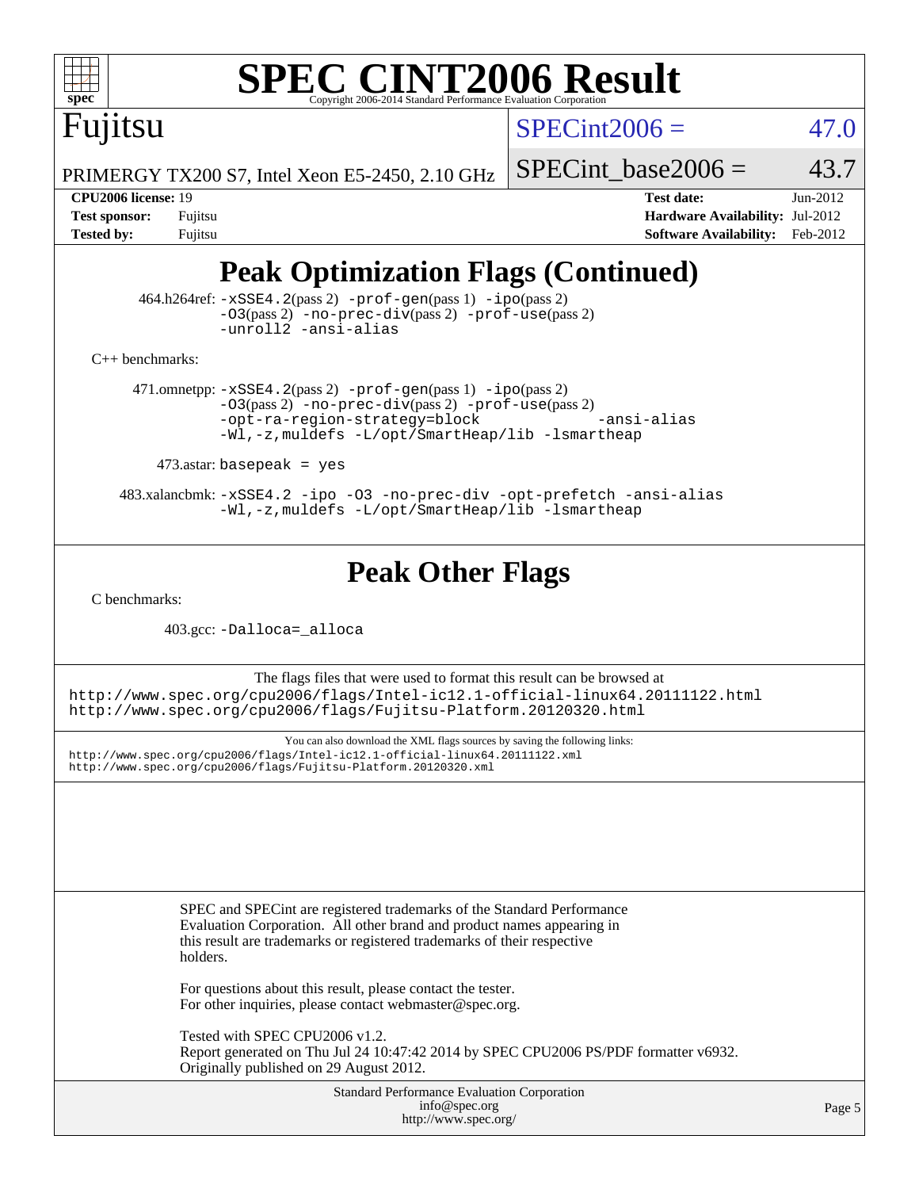# SPEC CINT2006 Result

Copyright 2006-2014 Standard Performance Evaluation Corporation

Fujitsu

PRIMERGY TX200 S7, Intel Xeon E5-2450, 2.10 GHz

SPECint2006 = 47.0

SPECint_base2006 = 43.7

| | | | |
|---|---|---|---|
| **CPU2006 license:** 19 | | **Test date:** | Jun-2012 |
| **Test sponsor:** | Fujitsu | **Hardware Availability:** | Jul-2012 |
| **Tested by:** | Fujitsu | **Software Availability:** | Feb-2012 |

## Peak Optimization Flags (Continued)

464.h264ref: -xSSE4.2(pass 2) -prof-gen(pass 1) -ipo(pass 2) -O3(pass 2) -no-prec-div(pass 2) -prof-use(pass 2) -unroll2 -ansi-alias

C++ benchmarks:

471.omnetpp: -xSSE4.2(pass 2) -prof-gen(pass 1) -ipo(pass 2) -O3(pass 2) -no-prec-div(pass 2) -prof-use(pass 2) -opt-ra-region-strategy=block -ansi-alias -Wl,-z,muldefs -L/opt/SmartHeap/lib -lsmartheap

473.astar: basepeak = yes

483.xalancbmk: -xSSE4.2 -ipo -O3 -no-prec-div -opt-prefetch -ansi-alias -Wl,-z,muldefs -L/opt/SmartHeap/lib -lsmartheap

## Peak Other Flags

C benchmarks:

403.gcc: -Dalloca=_alloca

The flags files that were used to format this result can be browsed at
http://www.spec.org/cpu2006/flags/Intel-ic12.1-official-linux64.20111122.html
http://www.spec.org/cpu2006/flags/Fujitsu-Platform.20120320.html

You can also download the XML flags sources by saving the following links:
http://www.spec.org/cpu2006/flags/Intel-ic12.1-official-linux64.20111122.xml
http://www.spec.org/cpu2006/flags/Fujitsu-Platform.20120320.xml

SPEC and SPECint are registered trademarks of the Standard Performance Evaluation Corporation. All other brand and product names appearing in this result are trademarks or registered trademarks of their respective holders.

For questions about this result, please contact the tester.
For other inquiries, please contact webmaster@spec.org.

Tested with SPEC CPU2006 v1.2.
Report generated on Thu Jul 24 10:47:42 2014 by SPEC CPU2006 PS/PDF formatter v6932.
Originally published on 29 August 2012.

Standard Performance Evaluation Corporation
info@spec.org
http://www.spec.org/